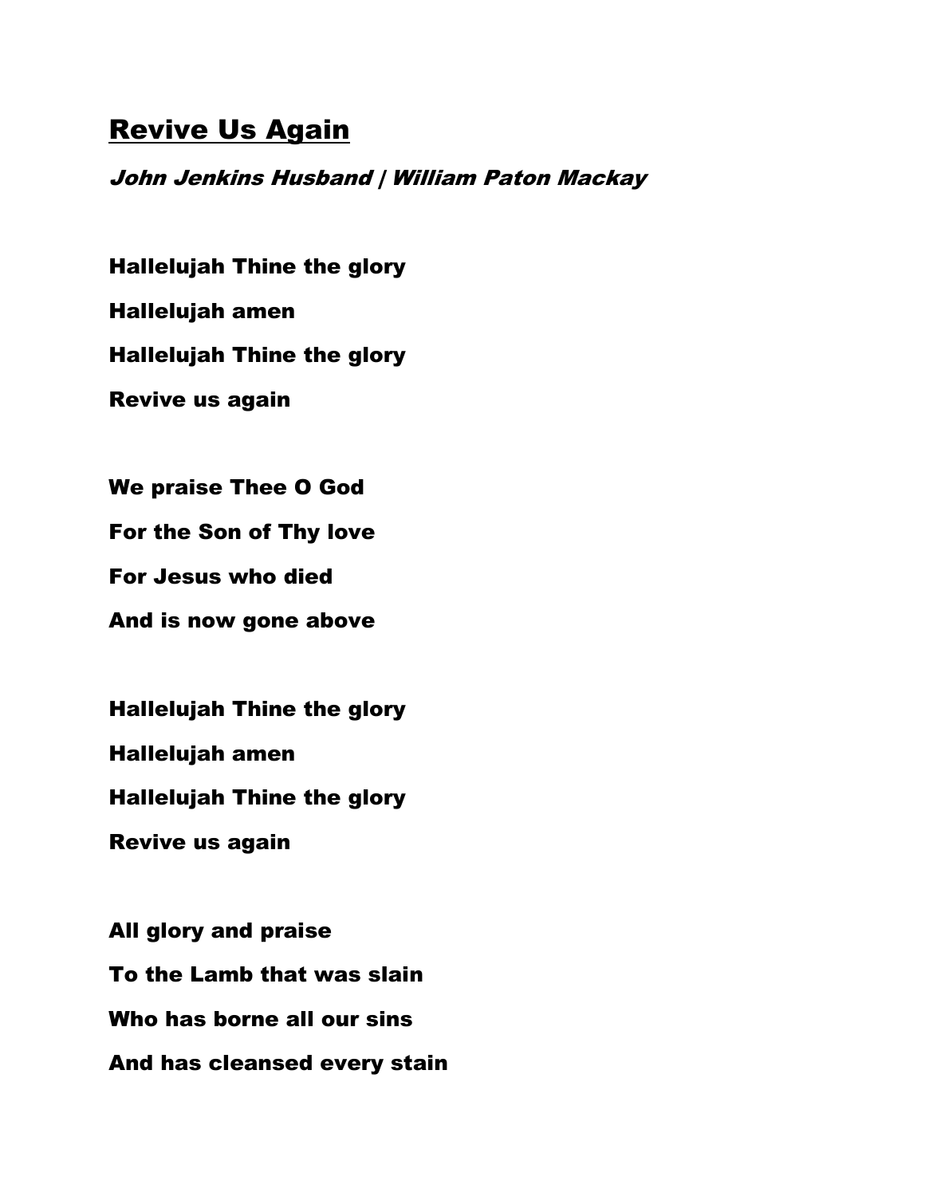# <u>Revive Us Again</u>

***John Jenkins Husband | William Paton Mackay***

**Hallelujah Thine the glory**

**Hallelujah amen**

**Hallelujah Thine the glory**

**Revive us again**

**We praise Thee O God**

**For the Son of Thy love**

**For Jesus who died**

**And is now gone above**

**Hallelujah Thine the glory**

**Hallelujah amen**

**Hallelujah Thine the glory**

**Revive us again**

**All glory and praise**

**To the Lamb that was slain**

**Who has borne all our sins**

**And has cleansed every stain**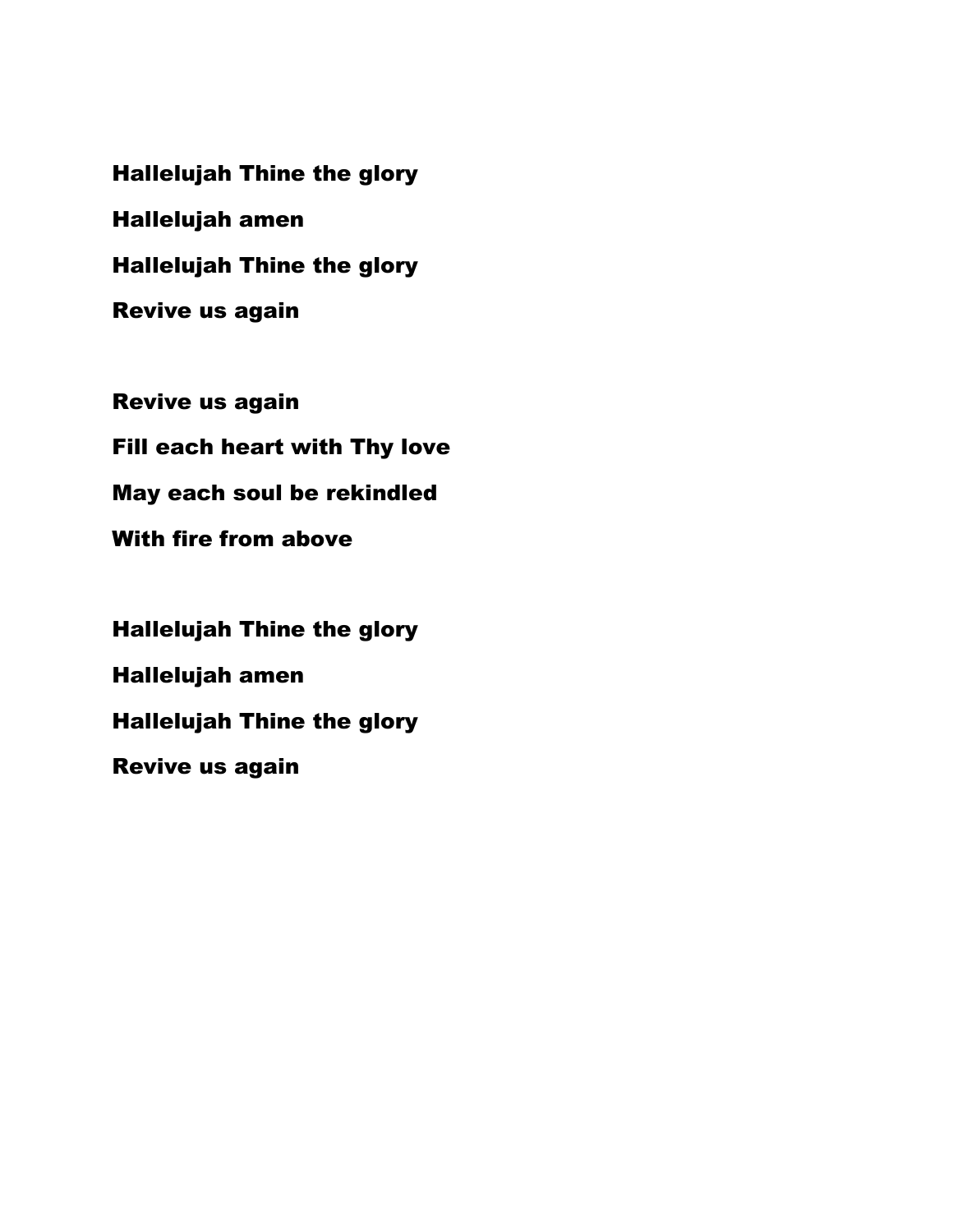**Hallelujah Thine the glory**

**Hallelujah amen**

**Hallelujah Thine the glory**

**Revive us again**

**Revive us again**

**Fill each heart with Thy love**

**May each soul be rekindled**

**With fire from above**

**Hallelujah Thine the glory**

**Hallelujah amen**

**Hallelujah Thine the glory**

**Revive us again**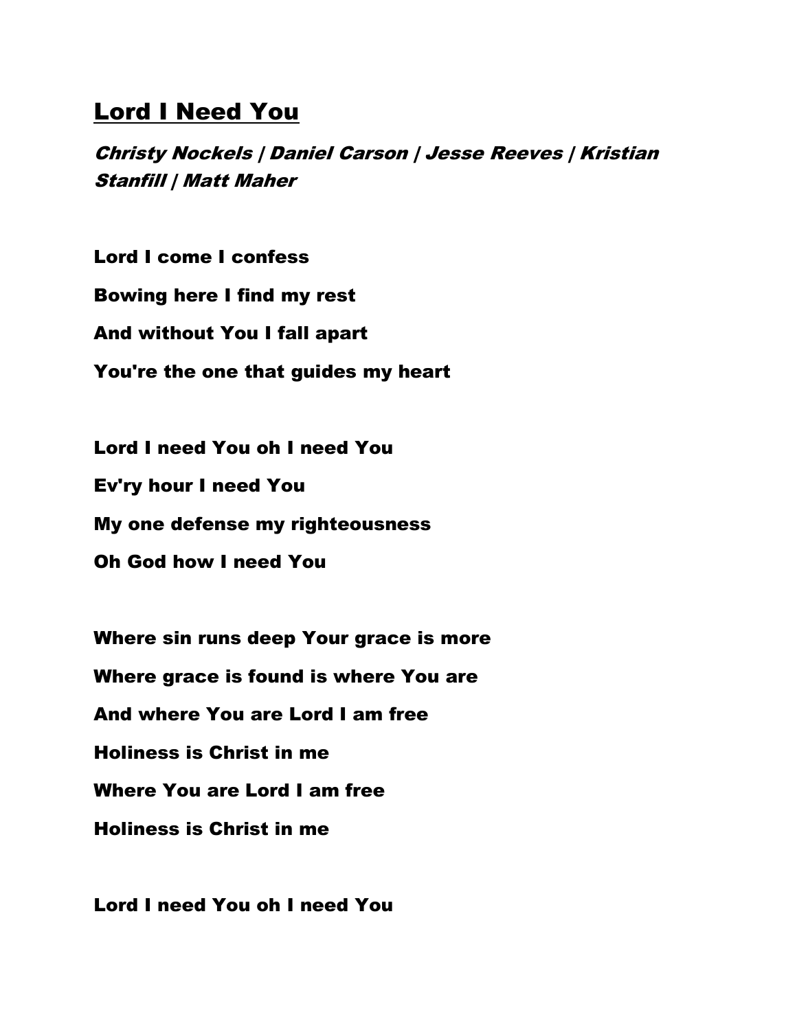# Lord I Need You

*Christy Nockels | Daniel Carson | Jesse Reeves | Kristian Stanfill | Matt Maher*

**Lord I come I confess**

**Bowing here I find my rest**

**And without You I fall apart**

**You're the one that guides my heart**

**Lord I need You oh I need You**

**Ev'ry hour I need You**

**My one defense my righteousness**

**Oh God how I need You**

**Where sin runs deep Your grace is more**

**Where grace is found is where You are**

**And where You are Lord I am free**

**Holiness is Christ in me**

**Where You are Lord I am free**

**Holiness is Christ in me**

**Lord I need You oh I need You**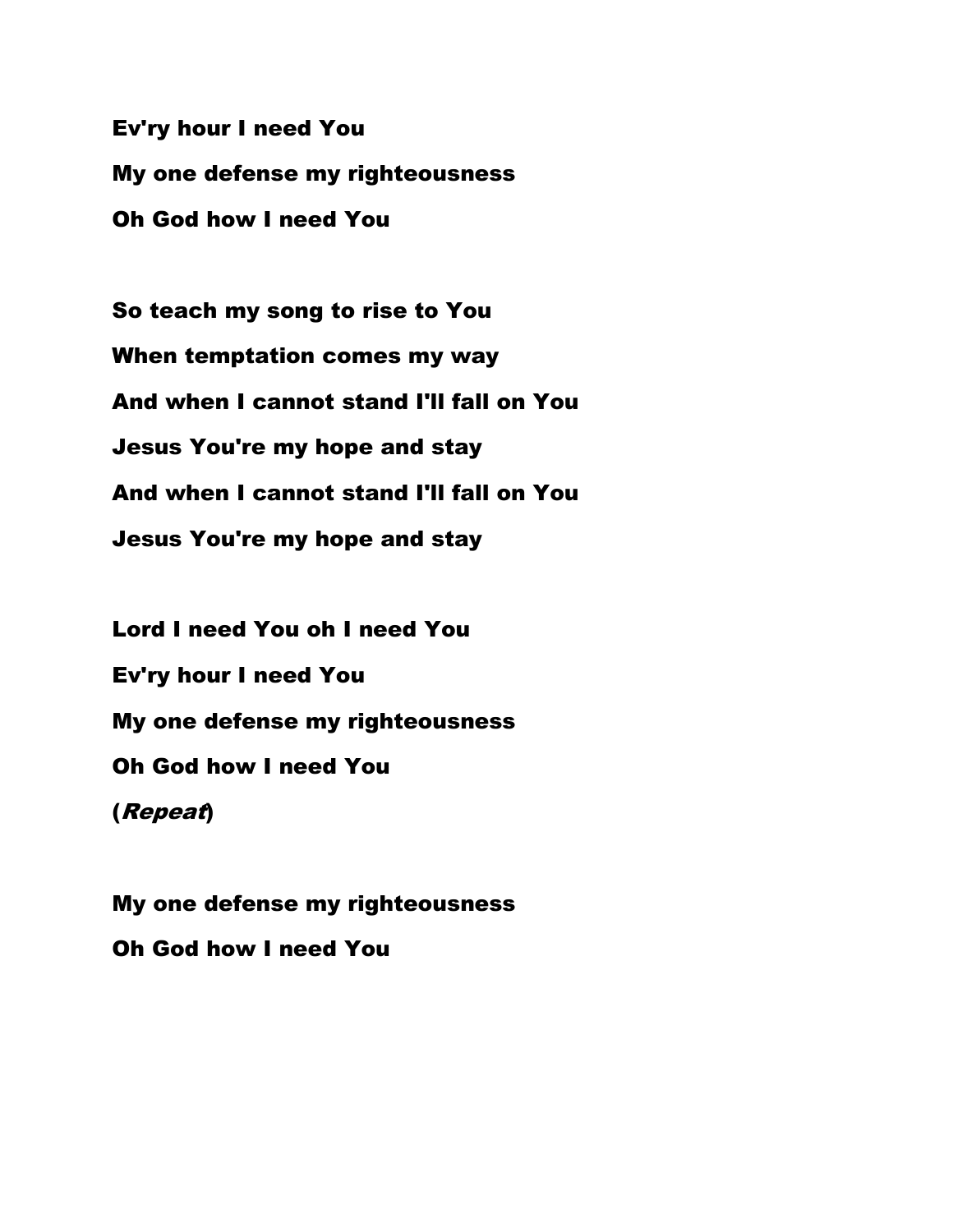**Ev'ry hour I need You**
**My one defense my righteousness**
**Oh God how I need You**

**So teach my song to rise to You**
**When temptation comes my way**
**And when I cannot stand I'll fall on You**
**Jesus You're my hope and stay**
**And when I cannot stand I'll fall on You**
**Jesus You're my hope and stay**

**Lord I need You oh I need You**
**Ev'ry hour I need You**
**My one defense my righteousness**
**Oh God how I need You**
**(*Repeat*)**

**My one defense my righteousness**
**Oh God how I need You**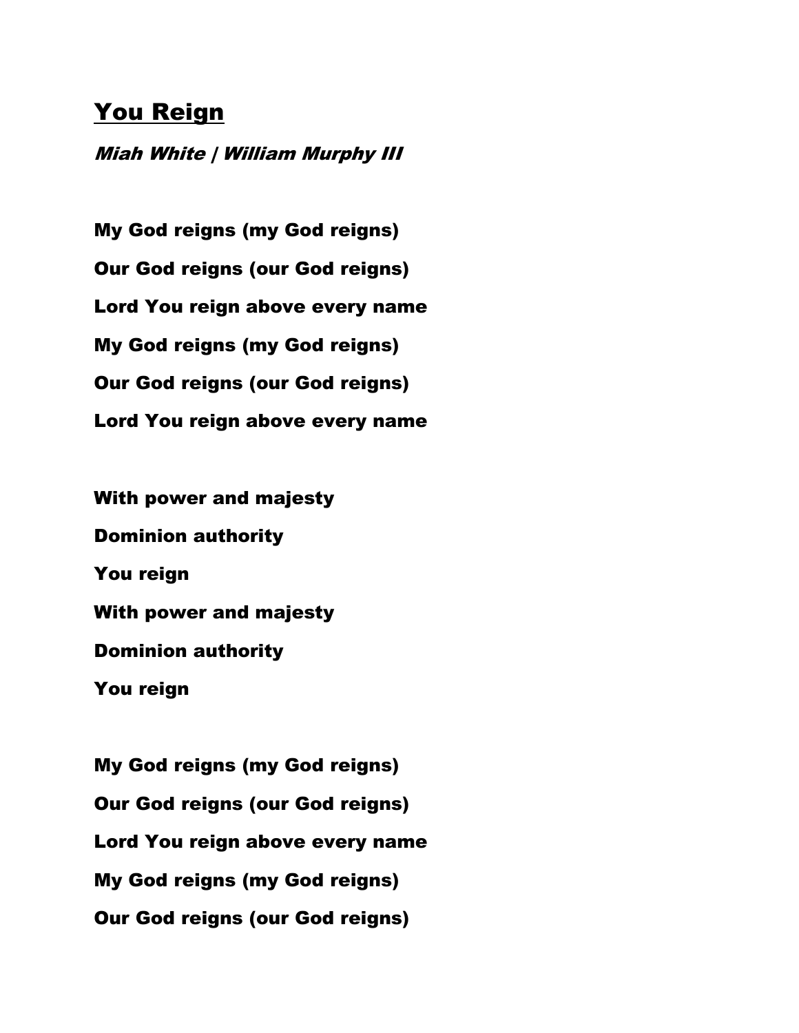# You Reign

***Miah White | William Murphy III***

**My God reigns (my God reigns)**

**Our God reigns (our God reigns)**

**Lord You reign above every name**

**My God reigns (my God reigns)**

**Our God reigns (our God reigns)**

**Lord You reign above every name**

**With power and majesty**

**Dominion authority**

**You reign**

**With power and majesty**

**Dominion authority**

**You reign**

**My God reigns (my God reigns)**

**Our God reigns (our God reigns)**

**Lord You reign above every name**

**My God reigns (my God reigns)**

**Our God reigns (our God reigns)**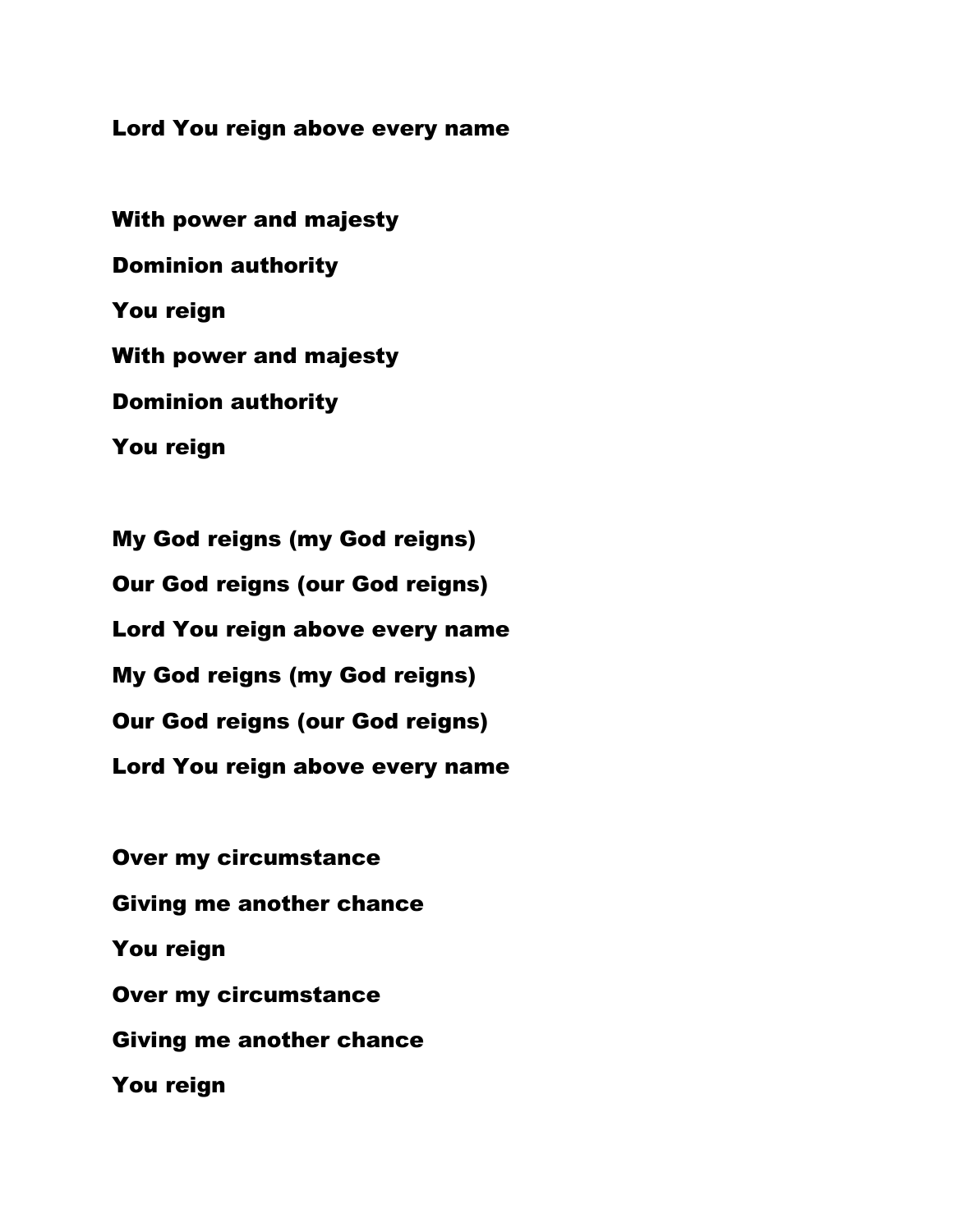**Lord You reign above every name**

**With power and majesty**

**Dominion authority**

**You reign**

**With power and majesty**

**Dominion authority**

**You reign**

**My God reigns (my God reigns)**

**Our God reigns (our God reigns)**

**Lord You reign above every name**

**My God reigns (my God reigns)**

**Our God reigns (our God reigns)**

**Lord You reign above every name**

**Over my circumstance**

**Giving me another chance**

**You reign**

**Over my circumstance**

**Giving me another chance**

**You reign**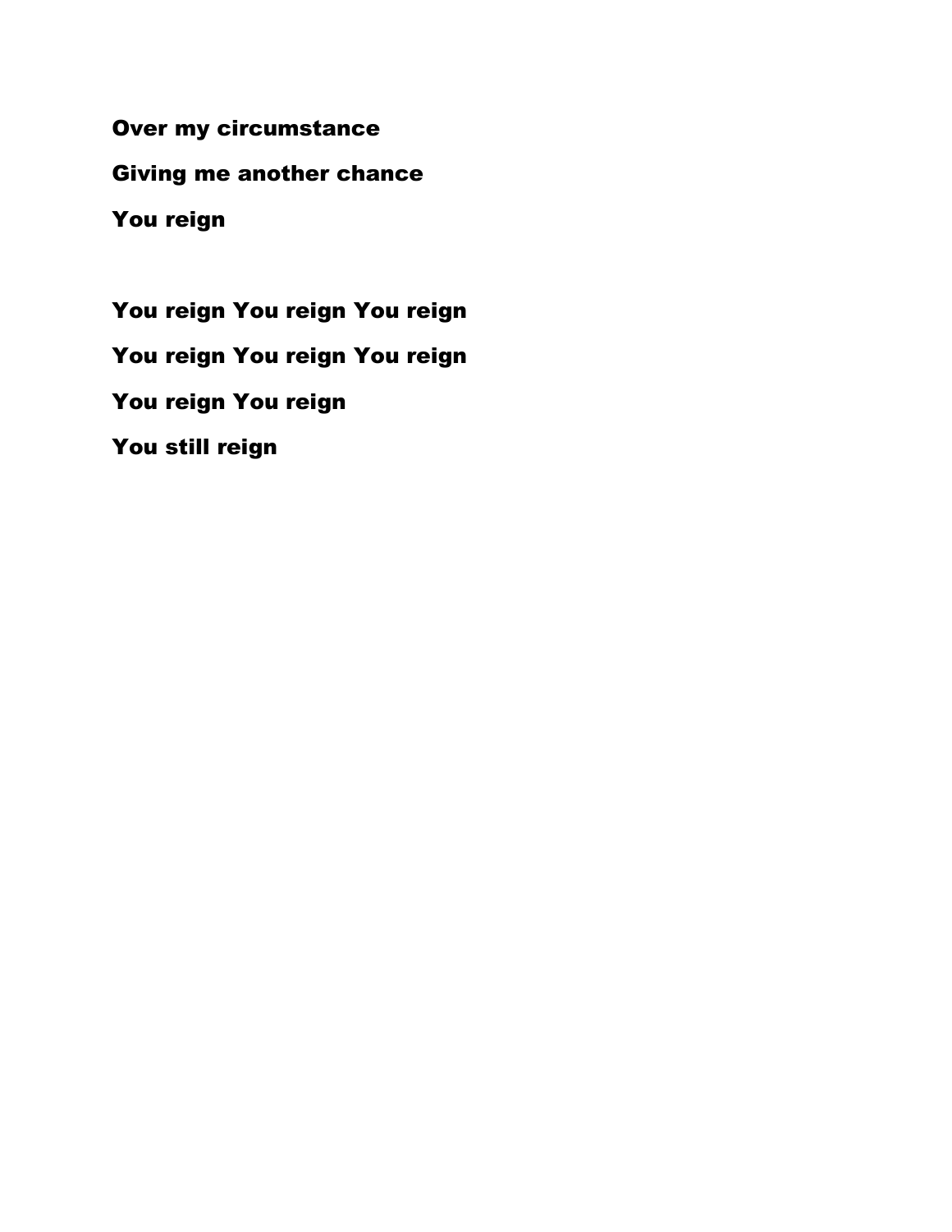**Over my circumstance**

**Giving me another chance**

**You reign**

**You reign You reign You reign**

**You reign You reign You reign**

**You reign You reign**

**You still reign**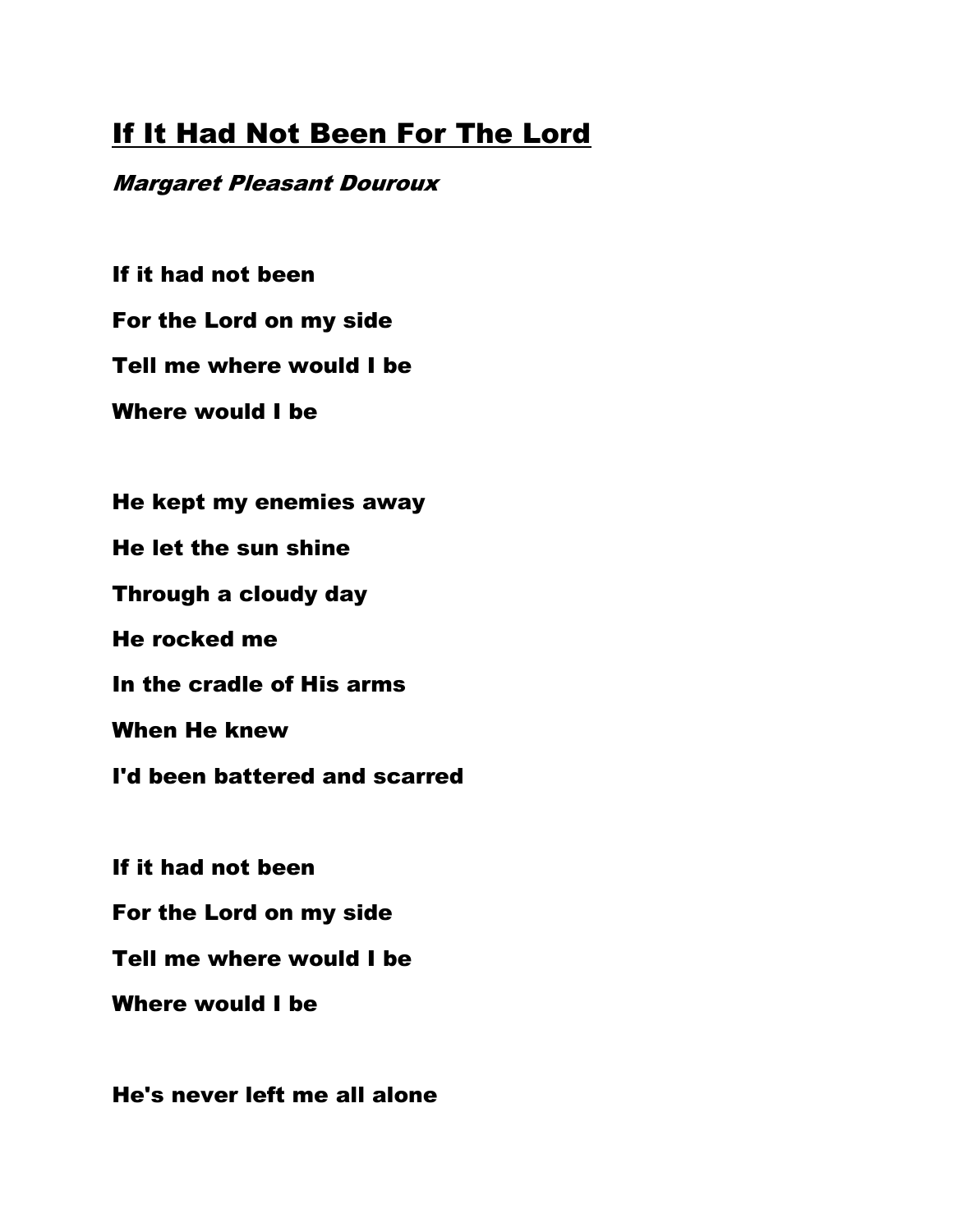## If It Had Not Been For The Lord

***Margaret Pleasant Douroux***

**If it had not been**

**For the Lord on my side**

**Tell me where would I be**

**Where would I be**

**He kept my enemies away**

**He let the sun shine**

**Through a cloudy day**

**He rocked me**

**In the cradle of His arms**

**When He knew**

**I'd been battered and scarred**

**If it had not been**

**For the Lord on my side**

**Tell me where would I be**

**Where would I be**

**He's never left me all alone**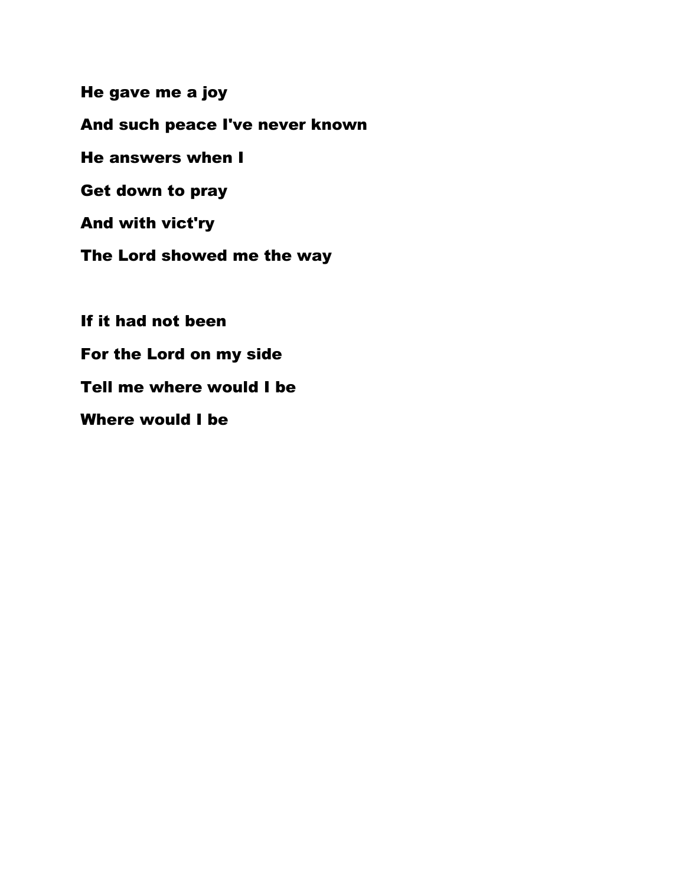**He gave me a joy**

**And such peace I've never known**

**He answers when I**

**Get down to pray**

**And with vict'ry**

**The Lord showed me the way**

**If it had not been**

**For the Lord on my side**

**Tell me where would I be**

**Where would I be**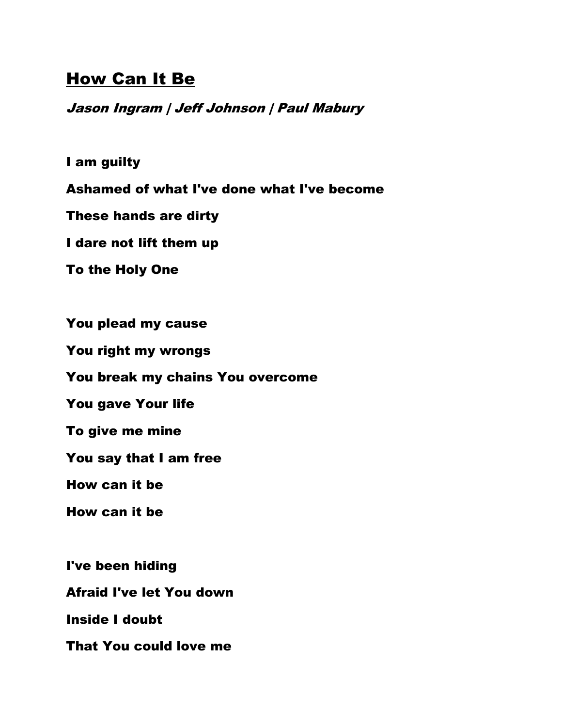## How Can It Be

*Jason Ingram | Jeff Johnson | Paul Mabury*

**I am guilty**

**Ashamed of what I've done what I've become**

**These hands are dirty**

**I dare not lift them up**

**To the Holy One**

**You plead my cause**

**You right my wrongs**

**You break my chains You overcome**

**You gave Your life**

**To give me mine**

**You say that I am free**

**How can it be**

**How can it be**

**I've been hiding**

**Afraid I've let You down**

**Inside I doubt**

**That You could love me**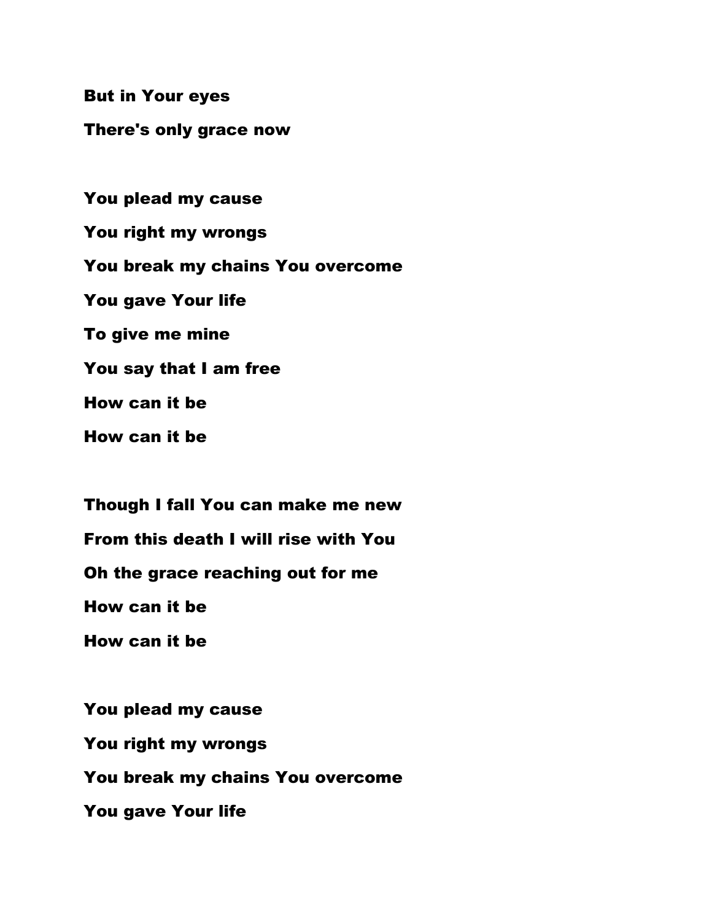**But in Your eyes**

**There's only grace now**

**You plead my cause**

**You right my wrongs**

**You break my chains You overcome**

**You gave Your life**

**To give me mine**

**You say that I am free**

**How can it be**

**How can it be**

**Though I fall You can make me new**

**From this death I will rise with You**

**Oh the grace reaching out for me**

**How can it be**

**How can it be**

**You plead my cause**

**You right my wrongs**

**You break my chains You overcome**

**You gave Your life**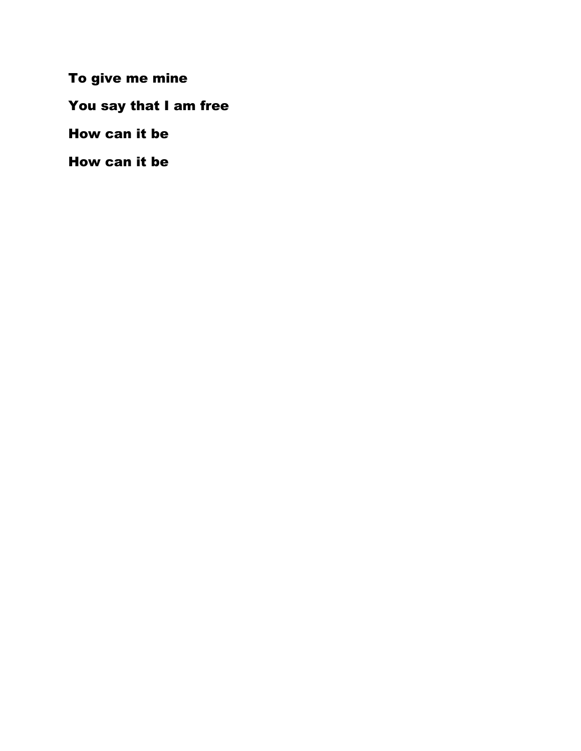**To give me mine**

**You say that I am free**

**How can it be**

**How can it be**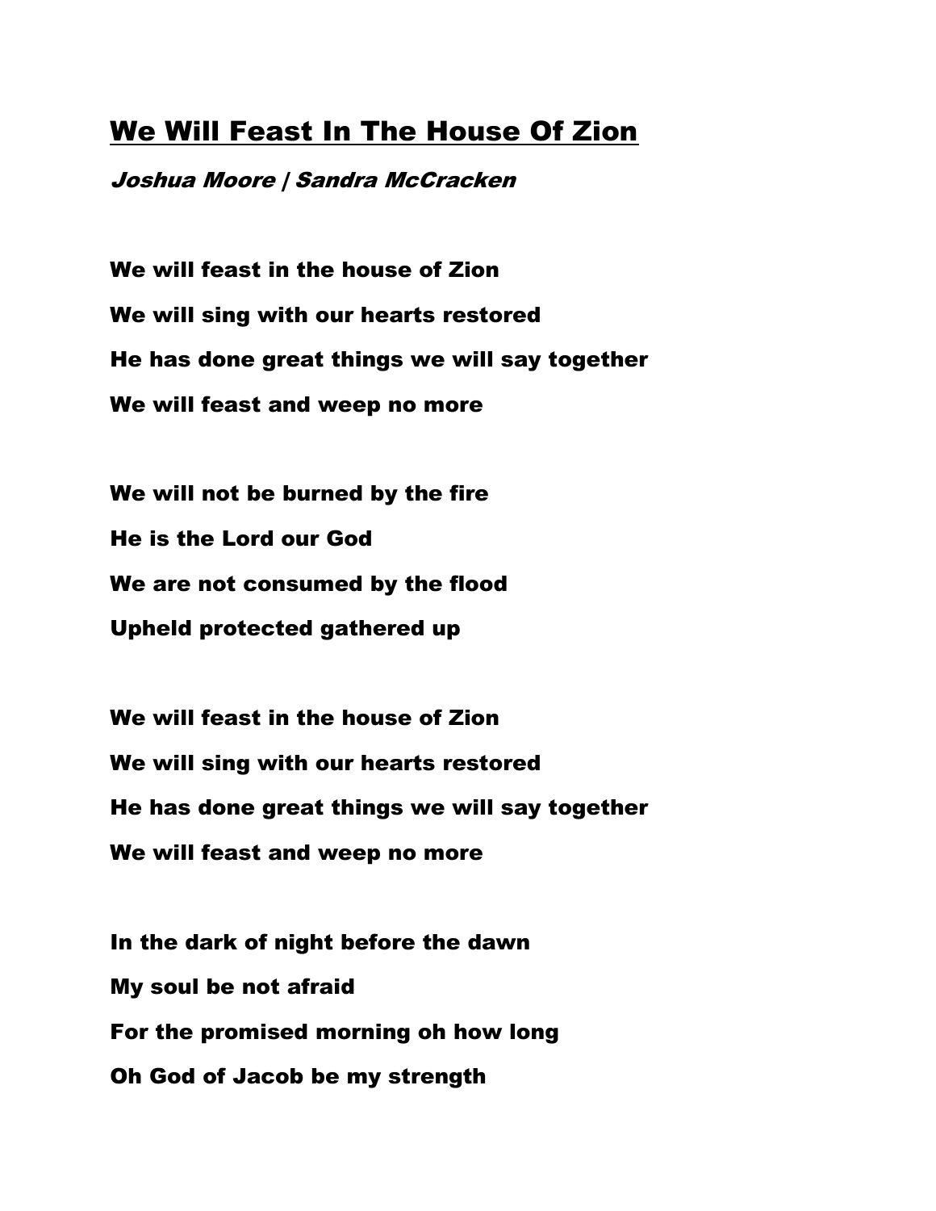# <u>We Will Feast In The House Of Zion</u>

***Joshua Moore | Sandra McCracken***

**We will feast in the house of Zion**

**We will sing with our hearts restored**

**He has done great things we will say together**

**We will feast and weep no more**

**We will not be burned by the fire**

**He is the Lord our God**

**We are not consumed by the flood**

**Upheld protected gathered up**

**We will feast in the house of Zion**

**We will sing with our hearts restored**

**He has done great things we will say together**

**We will feast and weep no more**

**In the dark of night before the dawn**

**My soul be not afraid**

**For the promised morning oh how long**

**Oh God of Jacob be my strength**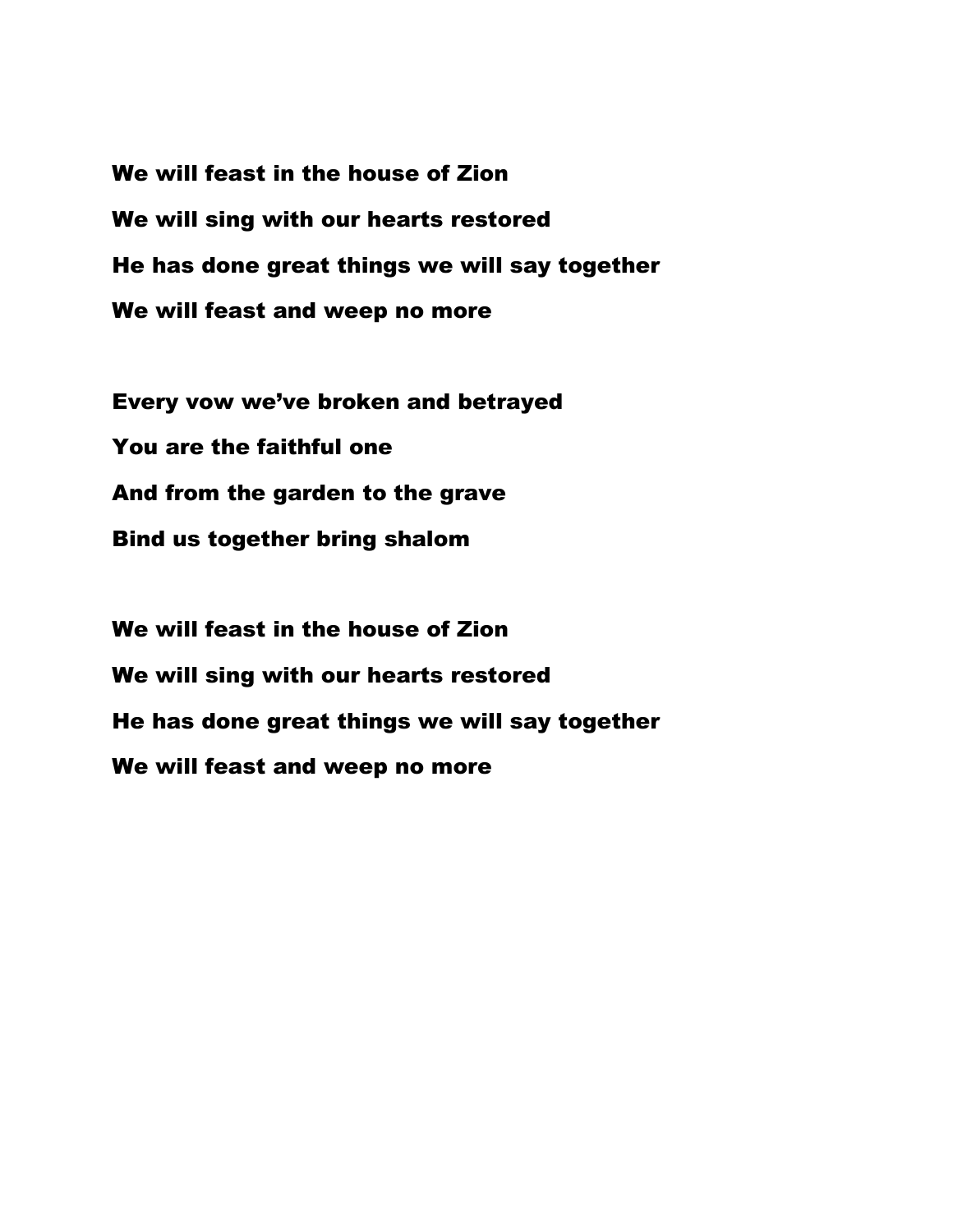**We will feast in the house of Zion**
**We will sing with our hearts restored**
**He has done great things we will say together**
**We will feast and weep no more**

**Every vow we've broken and betrayed**
**You are the faithful one**
**And from the garden to the grave**
**Bind us together bring shalom**

**We will feast in the house of Zion**
**We will sing with our hearts restored**
**He has done great things we will say together**
**We will feast and weep no more**